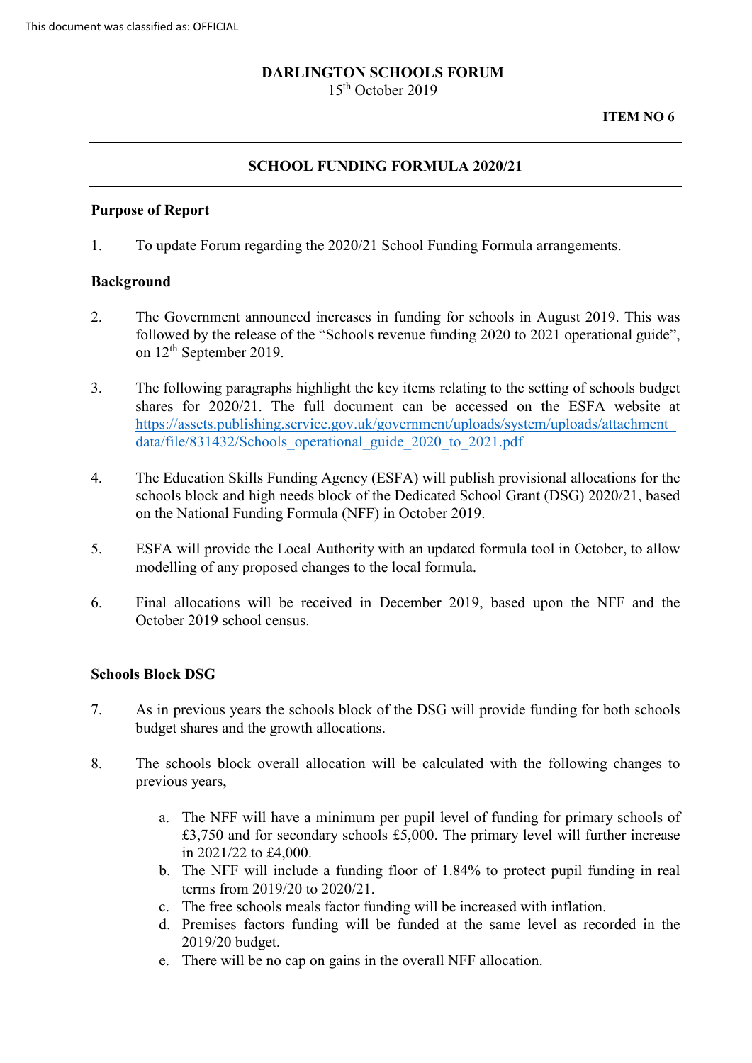This document was classified as: OFFICIAL

**DARLINGTON SCHOOLS FORUM**
15th October 2019

**ITEM NO 6**

---

## SCHOOL FUNDING FORMULA 2020/21

---

### Purpose of Report

1. To update Forum regarding the 2020/21 School Funding Formula arrangements.

### Background

2. The Government announced increases in funding for schools in August 2019. This was followed by the release of the "Schools revenue funding 2020 to 2021 operational guide", on 12th September 2019.

3. The following paragraphs highlight the key items relating to the setting of schools budget shares for 2020/21. The full document can be accessed on the ESFA website at https://assets.publishing.service.gov.uk/government/uploads/system/uploads/attachment_data/file/831432/Schools_operational_guide_2020_to_2021.pdf

4. The Education Skills Funding Agency (ESFA) will publish provisional allocations for the schools block and high needs block of the Dedicated School Grant (DSG) 2020/21, based on the National Funding Formula (NFF) in October 2019.

5. ESFA will provide the Local Authority with an updated formula tool in October, to allow modelling of any proposed changes to the local formula.

6. Final allocations will be received in December 2019, based upon the NFF and the October 2019 school census.

### Schools Block DSG

7. As in previous years the schools block of the DSG will provide funding for both schools budget shares and the growth allocations.

8. The schools block overall allocation will be calculated with the following changes to previous years,

    a. The NFF will have a minimum per pupil level of funding for primary schools of £3,750 and for secondary schools £5,000. The primary level will further increase in 2021/22 to £4,000.
    b. The NFF will include a funding floor of 1.84% to protect pupil funding in real terms from 2019/20 to 2020/21.
    c. The free schools meals factor funding will be increased with inflation.
    d. Premises factors funding will be funded at the same level as recorded in the 2019/20 budget.
    e. There will be no cap on gains in the overall NFF allocation.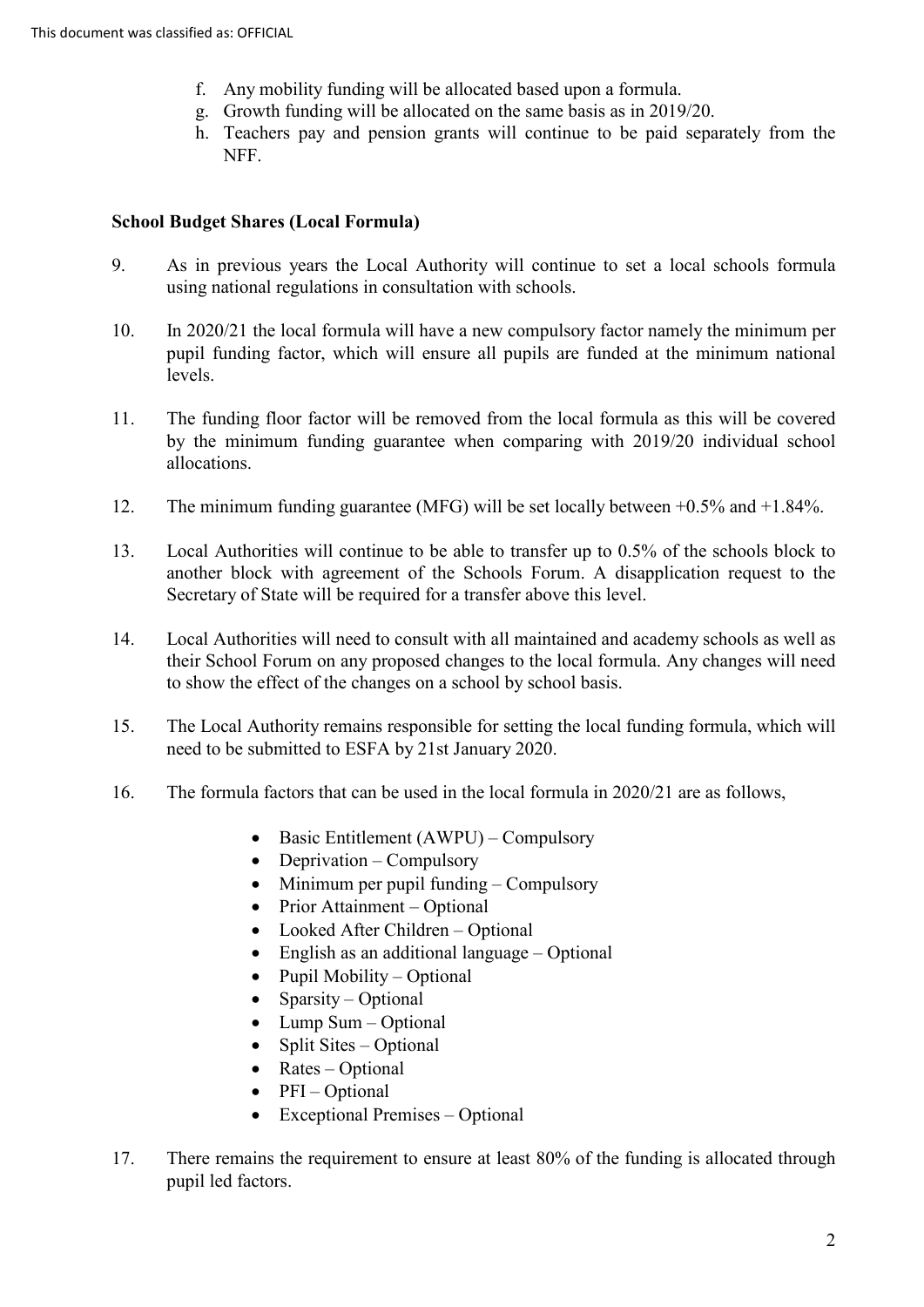f. Any mobility funding will be allocated based upon a formula.
g. Growth funding will be allocated on the same basis as in 2019/20.
h. Teachers pay and pension grants will continue to be paid separately from the NFF.

**School Budget Shares (Local Formula)**

9. As in previous years the Local Authority will continue to set a local schools formula using national regulations in consultation with schools.

10. In 2020/21 the local formula will have a new compulsory factor namely the minimum per pupil funding factor, which will ensure all pupils are funded at the minimum national levels.

11. The funding floor factor will be removed from the local formula as this will be covered by the minimum funding guarantee when comparing with 2019/20 individual school allocations.

12. The minimum funding guarantee (MFG) will be set locally between +0.5% and +1.84%.

13. Local Authorities will continue to be able to transfer up to 0.5% of the schools block to another block with agreement of the Schools Forum. A disapplication request to the Secretary of State will be required for a transfer above this level.

14. Local Authorities will need to consult with all maintained and academy schools as well as their School Forum on any proposed changes to the local formula. Any changes will need to show the effect of the changes on a school by school basis.

15. The Local Authority remains responsible for setting the local funding formula, which will need to be submitted to ESFA by 21st January 2020.

16. The formula factors that can be used in the local formula in 2020/21 are as follows,

    - Basic Entitlement (AWPU) – Compulsory
    - Deprivation – Compulsory
    - Minimum per pupil funding – Compulsory
    - Prior Attainment – Optional
    - Looked After Children – Optional
    - English as an additional language – Optional
    - Pupil Mobility – Optional
    - Sparsity – Optional
    - Lump Sum – Optional
    - Split Sites – Optional
    - Rates – Optional
    - PFI – Optional
    - Exceptional Premises – Optional

17. There remains the requirement to ensure at least 80% of the funding is allocated through pupil led factors.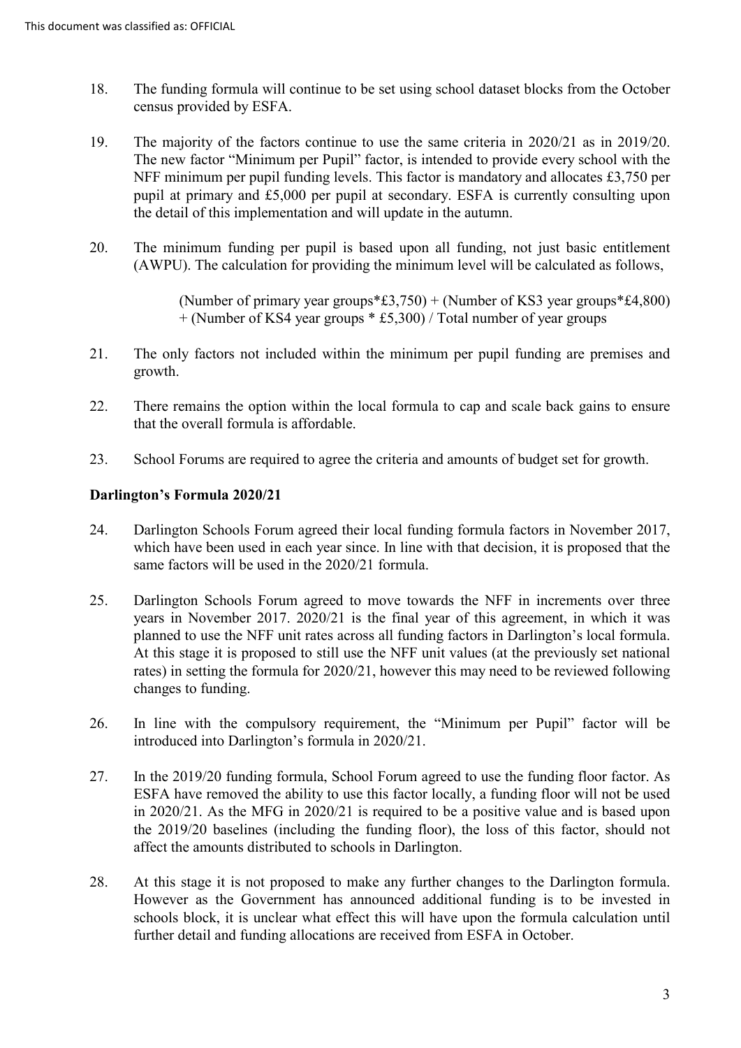18. The funding formula will continue to be set using school dataset blocks from the October census provided by ESFA.

19. The majority of the factors continue to use the same criteria in 2020/21 as in 2019/20. The new factor "Minimum per Pupil" factor, is intended to provide every school with the NFF minimum per pupil funding levels. This factor is mandatory and allocates £3,750 per pupil at primary and £5,000 per pupil at secondary. ESFA is currently consulting upon the detail of this implementation and will update in the autumn.

20. The minimum funding per pupil is based upon all funding, not just basic entitlement (AWPU). The calculation for providing the minimum level will be calculated as follows,

    (Number of primary year groups*£3,750) + (Number of KS3 year groups*£4,800) + (Number of KS4 year groups * £5,300) / Total number of year groups

21. The only factors not included within the minimum per pupil funding are premises and growth.

22. There remains the option within the local formula to cap and scale back gains to ensure that the overall formula is affordable.

23. School Forums are required to agree the criteria and amounts of budget set for growth.

**Darlington's Formula 2020/21**

24. Darlington Schools Forum agreed their local funding formula factors in November 2017, which have been used in each year since. In line with that decision, it is proposed that the same factors will be used in the 2020/21 formula.

25. Darlington Schools Forum agreed to move towards the NFF in increments over three years in November 2017. 2020/21 is the final year of this agreement, in which it was planned to use the NFF unit rates across all funding factors in Darlington's local formula. At this stage it is proposed to still use the NFF unit values (at the previously set national rates) in setting the formula for 2020/21, however this may need to be reviewed following changes to funding.

26. In line with the compulsory requirement, the "Minimum per Pupil" factor will be introduced into Darlington's formula in 2020/21.

27. In the 2019/20 funding formula, School Forum agreed to use the funding floor factor. As ESFA have removed the ability to use this factor locally, a funding floor will not be used in 2020/21. As the MFG in 2020/21 is required to be a positive value and is based upon the 2019/20 baselines (including the funding floor), the loss of this factor, should not affect the amounts distributed to schools in Darlington.

28. At this stage it is not proposed to make any further changes to the Darlington formula. However as the Government has announced additional funding is to be invested in schools block, it is unclear what effect this will have upon the formula calculation until further detail and funding allocations are received from ESFA in October.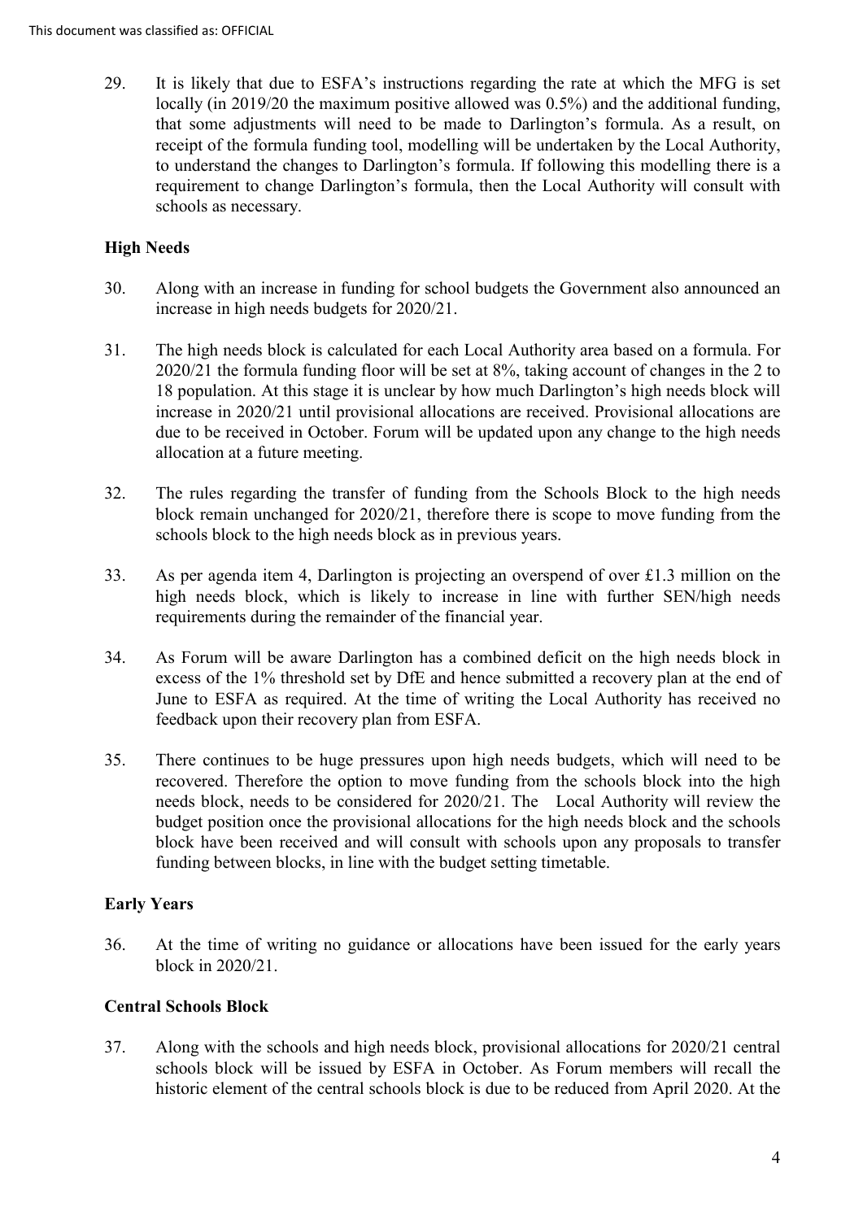29. It is likely that due to ESFA's instructions regarding the rate at which the MFG is set locally (in 2019/20 the maximum positive allowed was 0.5%) and the additional funding, that some adjustments will need to be made to Darlington's formula. As a result, on receipt of the formula funding tool, modelling will be undertaken by the Local Authority, to understand the changes to Darlington's formula. If following this modelling there is a requirement to change Darlington's formula, then the Local Authority will consult with schools as necessary.

**High Needs**

30. Along with an increase in funding for school budgets the Government also announced an increase in high needs budgets for 2020/21.

31. The high needs block is calculated for each Local Authority area based on a formula. For 2020/21 the formula funding floor will be set at 8%, taking account of changes in the 2 to 18 population. At this stage it is unclear by how much Darlington's high needs block will increase in 2020/21 until provisional allocations are received. Provisional allocations are due to be received in October. Forum will be updated upon any change to the high needs allocation at a future meeting.

32. The rules regarding the transfer of funding from the Schools Block to the high needs block remain unchanged for 2020/21, therefore there is scope to move funding from the schools block to the high needs block as in previous years.

33. As per agenda item 4, Darlington is projecting an overspend of over £1.3 million on the high needs block, which is likely to increase in line with further SEN/high needs requirements during the remainder of the financial year.

34. As Forum will be aware Darlington has a combined deficit on the high needs block in excess of the 1% threshold set by DfE and hence submitted a recovery plan at the end of June to ESFA as required. At the time of writing the Local Authority has received no feedback upon their recovery plan from ESFA.

35. There continues to be huge pressures upon high needs budgets, which will need to be recovered. Therefore the option to move funding from the schools block into the high needs block, needs to be considered for 2020/21. The Local Authority will review the budget position once the provisional allocations for the high needs block and the schools block have been received and will consult with schools upon any proposals to transfer funding between blocks, in line with the budget setting timetable.

**Early Years**

36. At the time of writing no guidance or allocations have been issued for the early years block in 2020/21.

**Central Schools Block**

37. Along with the schools and high needs block, provisional allocations for 2020/21 central schools block will be issued by ESFA in October. As Forum members will recall the historic element of the central schools block is due to be reduced from April 2020. At the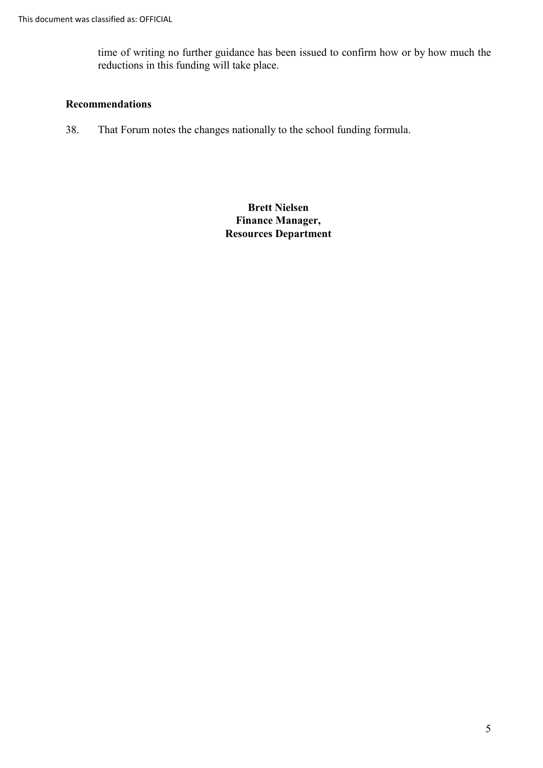time of writing no further guidance has been issued to confirm how or by how much the reductions in this funding will take place.

## Recommendations

38. That Forum notes the changes nationally to the school funding formula.

**Brett Nielsen**
**Finance Manager,**
**Resources Department**